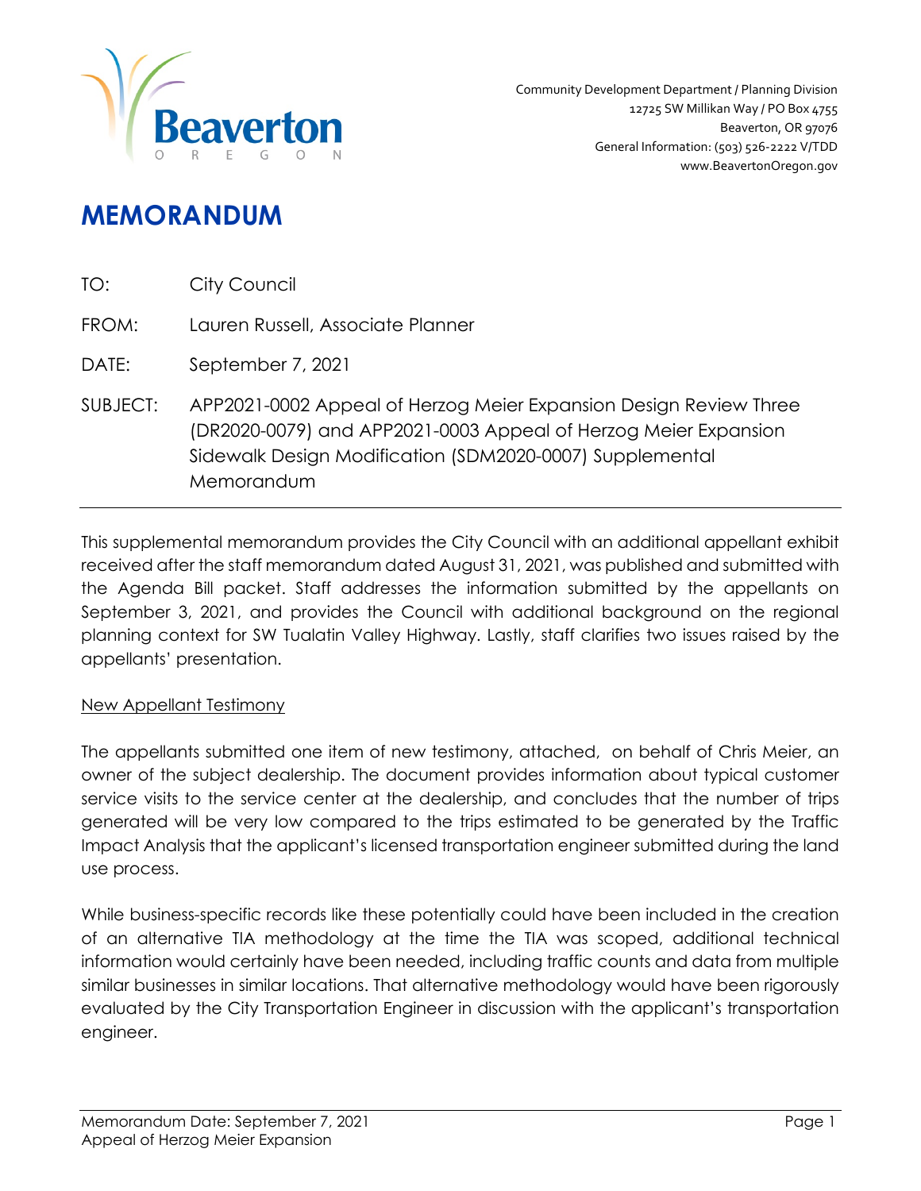Community Development Department / Planning Division
12725 SW Millikan Way / PO Box 4755
Beaverton, OR 97076
General Information: (503) 526-2222 V/TDD
www.BeavertonOregon.gov

# MEMORANDUM

TO: City Council

FROM: Lauren Russell, Associate Planner

DATE: September 7, 2021

SUBJECT: APP2021-0002 Appeal of Herzog Meier Expansion Design Review Three (DR2020-0079) and APP2021-0003 Appeal of Herzog Meier Expansion Sidewalk Design Modification (SDM2020-0007) Supplemental Memorandum

---

This supplemental memorandum provides the City Council with an additional appellant exhibit received after the staff memorandum dated August 31, 2021, was published and submitted with the Agenda Bill packet. Staff addresses the information submitted by the appellants on September 3, 2021, and provides the Council with additional background on the regional planning context for SW Tualatin Valley Highway. Lastly, staff clarifies two issues raised by the appellants' presentation.

New Appellant Testimony

The appellants submitted one item of new testimony, attached, on behalf of Chris Meier, an owner of the subject dealership. The document provides information about typical customer service visits to the service center at the dealership, and concludes that the number of trips generated will be very low compared to the trips estimated to be generated by the Traffic Impact Analysis that the applicant's licensed transportation engineer submitted during the land use process.

While business-specific records like these potentially could have been included in the creation of an alternative TIA methodology at the time the TIA was scoped, additional technical information would certainly have been needed, including traffic counts and data from multiple similar businesses in similar locations. That alternative methodology would have been rigorously evaluated by the City Transportation Engineer in discussion with the applicant's transportation engineer.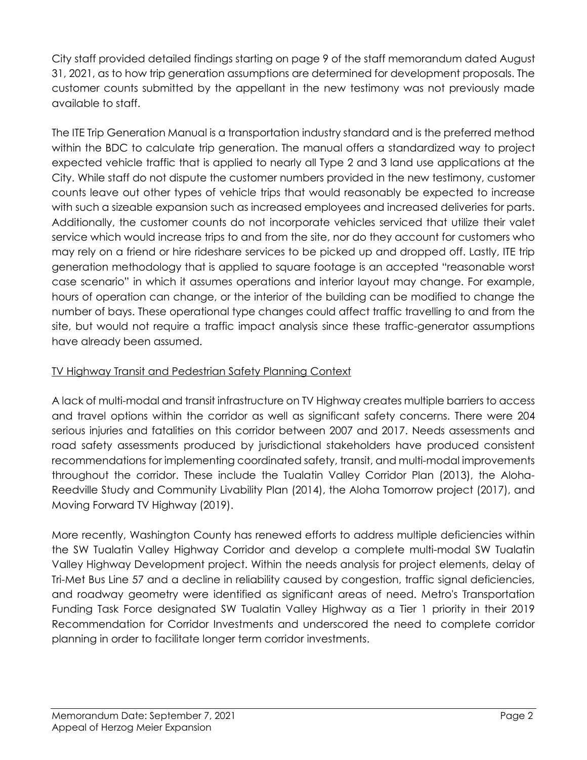City staff provided detailed findings starting on page 9 of the staff memorandum dated August 31, 2021, as to how trip generation assumptions are determined for development proposals. The customer counts submitted by the appellant in the new testimony was not previously made available to staff.

The ITE Trip Generation Manual is a transportation industry standard and is the preferred method within the BDC to calculate trip generation. The manual offers a standardized way to project expected vehicle traffic that is applied to nearly all Type 2 and 3 land use applications at the City. While staff do not dispute the customer numbers provided in the new testimony, customer counts leave out other types of vehicle trips that would reasonably be expected to increase with such a sizeable expansion such as increased employees and increased deliveries for parts. Additionally, the customer counts do not incorporate vehicles serviced that utilize their valet service which would increase trips to and from the site, nor do they account for customers who may rely on a friend or hire rideshare services to be picked up and dropped off. Lastly, ITE trip generation methodology that is applied to square footage is an accepted "reasonable worst case scenario" in which it assumes operations and interior layout may change. For example, hours of operation can change, or the interior of the building can be modified to change the number of bays. These operational type changes could affect traffic travelling to and from the site, but would not require a traffic impact analysis since these traffic-generator assumptions have already been assumed.

<u>TV Highway Transit and Pedestrian Safety Planning Context</u>

A lack of multi-modal and transit infrastructure on TV Highway creates multiple barriers to access and travel options within the corridor as well as significant safety concerns. There were 204 serious injuries and fatalities on this corridor between 2007 and 2017. Needs assessments and road safety assessments produced by jurisdictional stakeholders have produced consistent recommendations for implementing coordinated safety, transit, and multi-modal improvements throughout the corridor. These include the Tualatin Valley Corridor Plan (2013), the Aloha-Reedville Study and Community Livability Plan (2014), the Aloha Tomorrow project (2017), and Moving Forward TV Highway (2019).

More recently, Washington County has renewed efforts to address multiple deficiencies within the SW Tualatin Valley Highway Corridor and develop a complete multi-modal SW Tualatin Valley Highway Development project. Within the needs analysis for project elements, delay of Tri-Met Bus Line 57 and a decline in reliability caused by congestion, traffic signal deficiencies, and roadway geometry were identified as significant areas of need. Metro's Transportation Funding Task Force designated SW Tualatin Valley Highway as a Tier 1 priority in their 2019 Recommendation for Corridor Investments and underscored the need to complete corridor planning in order to facilitate longer term corridor investments.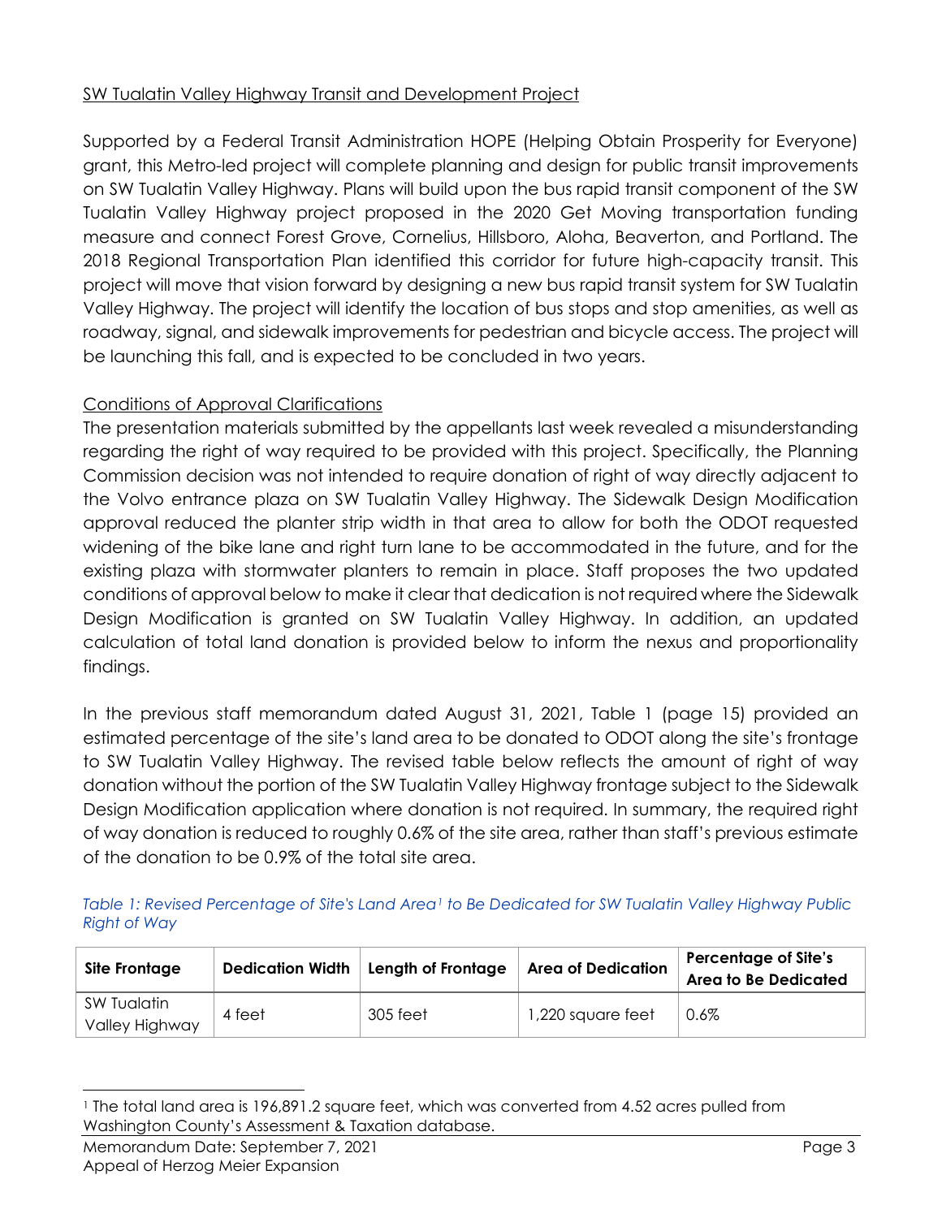## SW Tualatin Valley Highway Transit and Development Project

Supported by a Federal Transit Administration HOPE (Helping Obtain Prosperity for Everyone) grant, this Metro-led project will complete planning and design for public transit improvements on SW Tualatin Valley Highway. Plans will build upon the bus rapid transit component of the SW Tualatin Valley Highway project proposed in the 2020 Get Moving transportation funding measure and connect Forest Grove, Cornelius, Hillsboro, Aloha, Beaverton, and Portland. The 2018 Regional Transportation Plan identified this corridor for future high-capacity transit. This project will move that vision forward by designing a new bus rapid transit system for SW Tualatin Valley Highway. The project will identify the location of bus stops and stop amenities, as well as roadway, signal, and sidewalk improvements for pedestrian and bicycle access. The project will be launching this fall, and is expected to be concluded in two years.

## Conditions of Approval Clarifications

The presentation materials submitted by the appellants last week revealed a misunderstanding regarding the right of way required to be provided with this project. Specifically, the Planning Commission decision was not intended to require donation of right of way directly adjacent to the Volvo entrance plaza on SW Tualatin Valley Highway. The Sidewalk Design Modification approval reduced the planter strip width in that area to allow for both the ODOT requested widening of the bike lane and right turn lane to be accommodated in the future, and for the existing plaza with stormwater planters to remain in place. Staff proposes the two updated conditions of approval below to make it clear that dedication is not required where the Sidewalk Design Modification is granted on SW Tualatin Valley Highway. In addition, an updated calculation of total land donation is provided below to inform the nexus and proportionality findings.

In the previous staff memorandum dated August 31, 2021, Table 1 (page 15) provided an estimated percentage of the site's land area to be donated to ODOT along the site's frontage to SW Tualatin Valley Highway. The revised table below reflects the amount of right of way donation without the portion of the SW Tualatin Valley Highway frontage subject to the Sidewalk Design Modification application where donation is not required. In summary, the required right of way donation is reduced to roughly 0.6% of the site area, rather than staff's previous estimate of the donation to be 0.9% of the total site area.

*Table 1: Revised Percentage of Site's Land Area[1] to Be Dedicated for SW Tualatin Valley Highway Public Right of Way*

| Site Frontage | Dedication Width | Length of Frontage | Area of Dedication | Percentage of Site's Area to Be Dedicated |
|---|---|---|---|---|
| SW Tualatin Valley Highway | 4 feet | 305 feet | 1,220 square feet | 0.6% |

[1] The total land area is 196,891.2 square feet, which was converted from 4.52 acres pulled from Washington County's Assessment & Taxation database.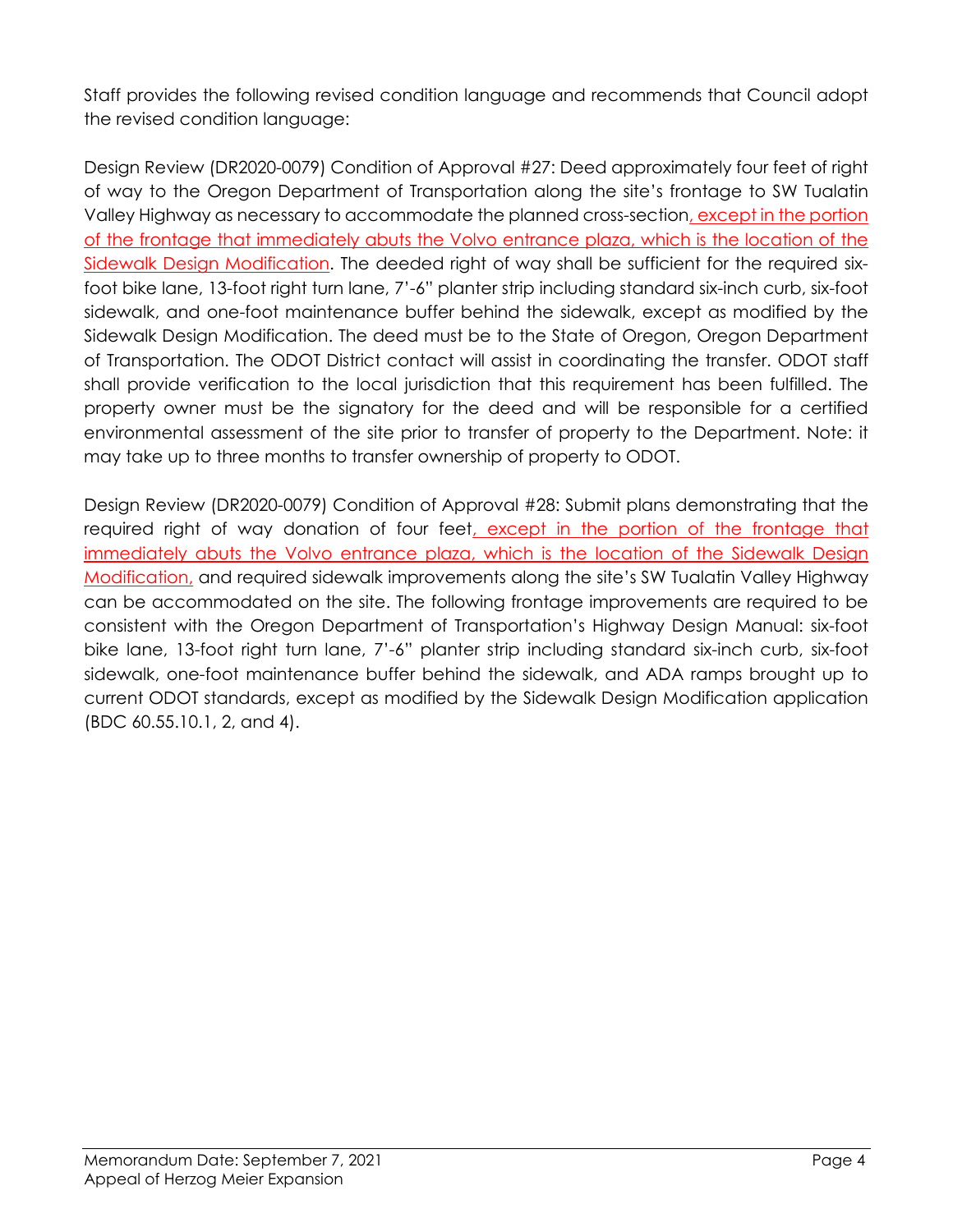Staff provides the following revised condition language and recommends that Council adopt the revised condition language:

Design Review (DR2020-0079) Condition of Approval #27: Deed approximately four feet of right of way to the Oregon Department of Transportation along the site's frontage to SW Tualatin Valley Highway as necessary to accommodate the planned cross-section<u>, except in the portion of the frontage that immediately abuts the Volvo entrance plaza, which is the location of the Sidewalk Design Modification</u>. The deeded right of way shall be sufficient for the required six-foot bike lane, 13-foot right turn lane, 7'-6" planter strip including standard six-inch curb, six-foot sidewalk, and one-foot maintenance buffer behind the sidewalk, except as modified by the Sidewalk Design Modification. The deed must be to the State of Oregon, Oregon Department of Transportation. The ODOT District contact will assist in coordinating the transfer. ODOT staff shall provide verification to the local jurisdiction that this requirement has been fulfilled. The property owner must be the signatory for the deed and will be responsible for a certified environmental assessment of the site prior to transfer of property to the Department. Note: it may take up to three months to transfer ownership of property to ODOT.

Design Review (DR2020-0079) Condition of Approval #28: Submit plans demonstrating that the required right of way donation of four feet<u>, except in the portion of the frontage that immediately abuts the Volvo entrance plaza, which is the location of the Sidewalk Design Modification,</u> and required sidewalk improvements along the site's SW Tualatin Valley Highway can be accommodated on the site. The following frontage improvements are required to be consistent with the Oregon Department of Transportation's Highway Design Manual: six-foot bike lane, 13-foot right turn lane, 7'-6" planter strip including standard six-inch curb, six-foot sidewalk, one-foot maintenance buffer behind the sidewalk, and ADA ramps brought up to current ODOT standards, except as modified by the Sidewalk Design Modification application (BDC 60.55.10.1, 2, and 4).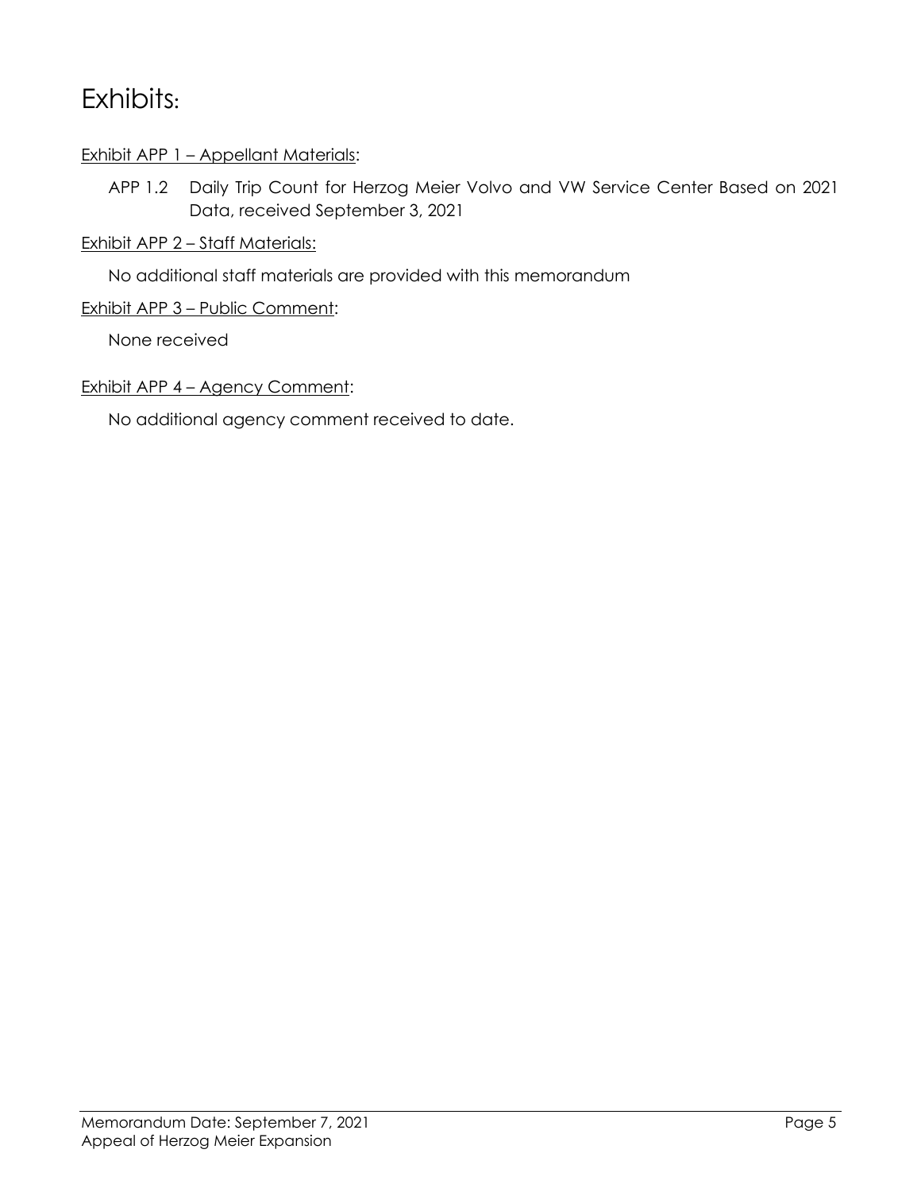# Exhibits:

Exhibit APP 1 – Appellant Materials:

APP 1.2 Daily Trip Count for Herzog Meier Volvo and VW Service Center Based on 2021 Data, received September 3, 2021

Exhibit APP 2 – Staff Materials:

No additional staff materials are provided with this memorandum

Exhibit APP 3 – Public Comment:

None received

Exhibit APP 4 – Agency Comment:

No additional agency comment received to date.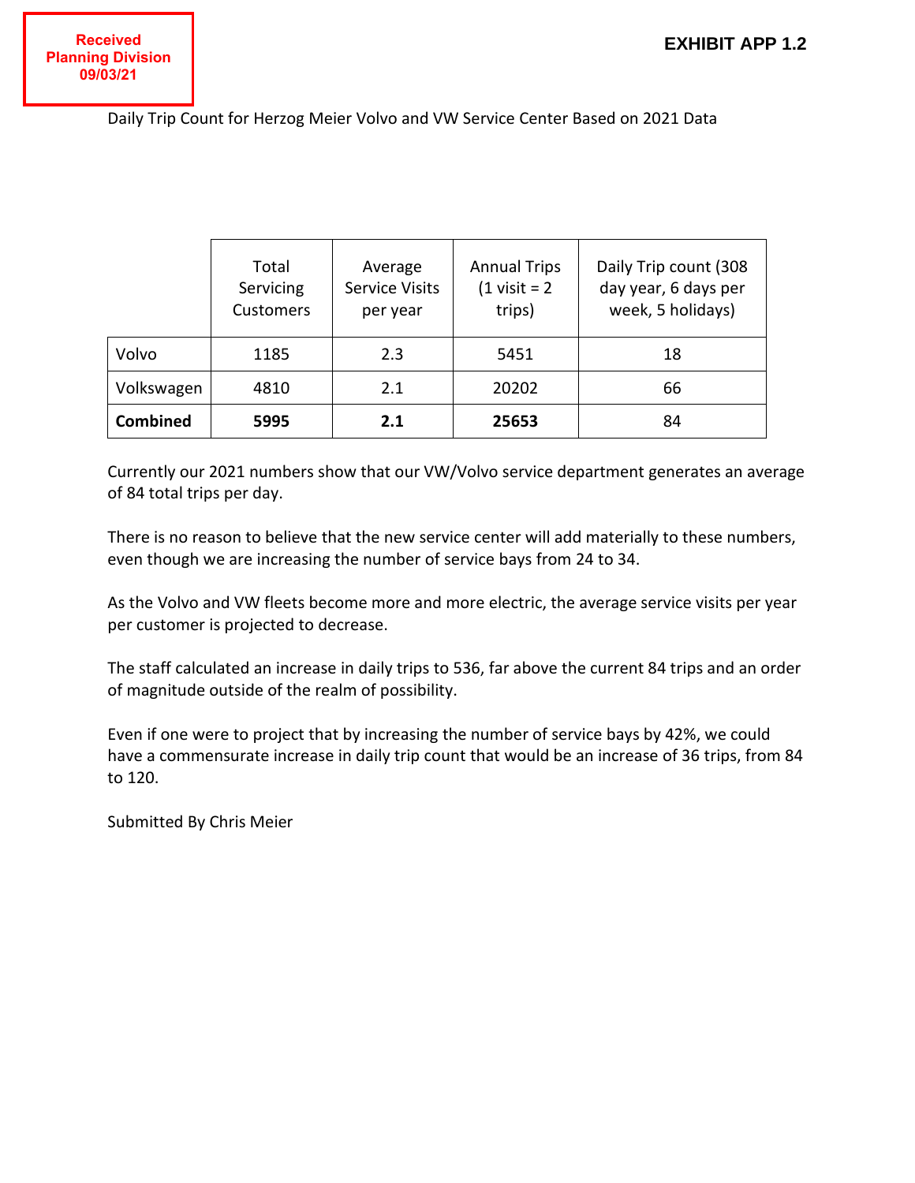Received
Planning Division
09/03/21

**EXHIBIT APP 1.2**

Daily Trip Count for Herzog Meier Volvo and VW Service Center Based on 2021 Data

| | Total Servicing Customers | Average Service Visits per year | Annual Trips (1 visit = 2 trips) | Daily Trip count (308 day year, 6 days per week, 5 holidays) |
|---|---|---|---|---|
| Volvo | 1185 | 2.3 | 5451 | 18 |
| Volkswagen | 4810 | 2.1 | 20202 | 66 |
| **Combined** | **5995** | **2.1** | **25653** | 84 |

Currently our 2021 numbers show that our VW/Volvo service department generates an average of 84 total trips per day.

There is no reason to believe that the new service center will add materially to these numbers, even though we are increasing the number of service bays from 24 to 34.

As the Volvo and VW fleets become more and more electric, the average service visits per year per customer is projected to decrease.

The staff calculated an increase in daily trips to 536, far above the current 84 trips and an order of magnitude outside of the realm of possibility.

Even if one were to project that by increasing the number of service bays by 42%, we could have a commensurate increase in daily trip count that would be an increase of 36 trips, from 84 to 120.

Submitted By Chris Meier